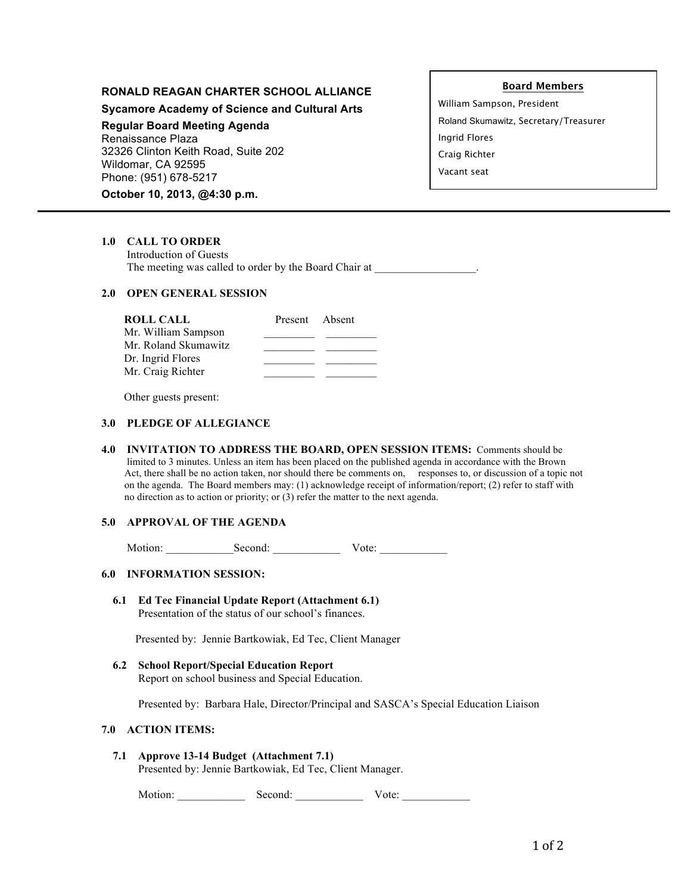**RONALD REAGAN CHARTER SCHOOL ALLIANCE**

**Sycamore Academy of Science and Cultural Arts**

**Regular Board Meeting Agenda**

Renaissance Plaza
32326 Clinton Keith Road, Suite 202
Wildomar, CA 92595
Phone: (951) 678-5217

**October 10, 2013, @4:30 p.m.**

**Board Members**

William Sampson, President
Roland Skumawitz, Secretary/Treasurer
Ingrid Flores
Craig Richter
Vacant seat

---

## 1.0 CALL TO ORDER

Introduction of Guests
The meeting was called to order by the Board Chair at _________________.

## 2.0 OPEN GENERAL SESSION

| ROLL CALL | Present | Absent |
|---|---|---|
| Mr. William Sampson | _________ | _________ |
| Mr. Roland Skumawitz | _________ | _________ |
| Dr. Ingrid Flores | _________ | _________ |
| Mr. Craig Richter | _________ | _________ |

Other guests present:

## 3.0 PLEDGE OF ALLEGIANCE

## 4.0 INVITATION TO ADDRESS THE BOARD, OPEN SESSION ITEMS:

Comments should be limited to 3 minutes. Unless an item has been placed on the published agenda in accordance with the Brown Act, there shall be no action taken, nor should there be comments on, responses to, or discussion of a topic not on the agenda. The Board members may: (1) acknowledge receipt of information/report; (2) refer to staff with no direction as to action or priority; or (3) refer the matter to the next agenda.

## 5.0 APPROVAL OF THE AGENDA

Motion: ____________ Second: ____________ Vote: ____________

## 6.0 INFORMATION SESSION:

### 6.1 Ed Tec Financial Update Report (Attachment 6.1)

Presentation of the status of our school's finances.

Presented by: Jennie Bartkowiak, Ed Tec, Client Manager

### 6.2 School Report/Special Education Report

Report on school business and Special Education.

Presented by: Barbara Hale, Director/Principal and SASCA's Special Education Liaison

## 7.0 ACTION ITEMS:

### 7.1 Approve 13-14 Budget (Attachment 7.1)

Presented by: Jennie Bartkowiak, Ed Tec, Client Manager.

Motion: ____________ Second: ____________ Vote: ____________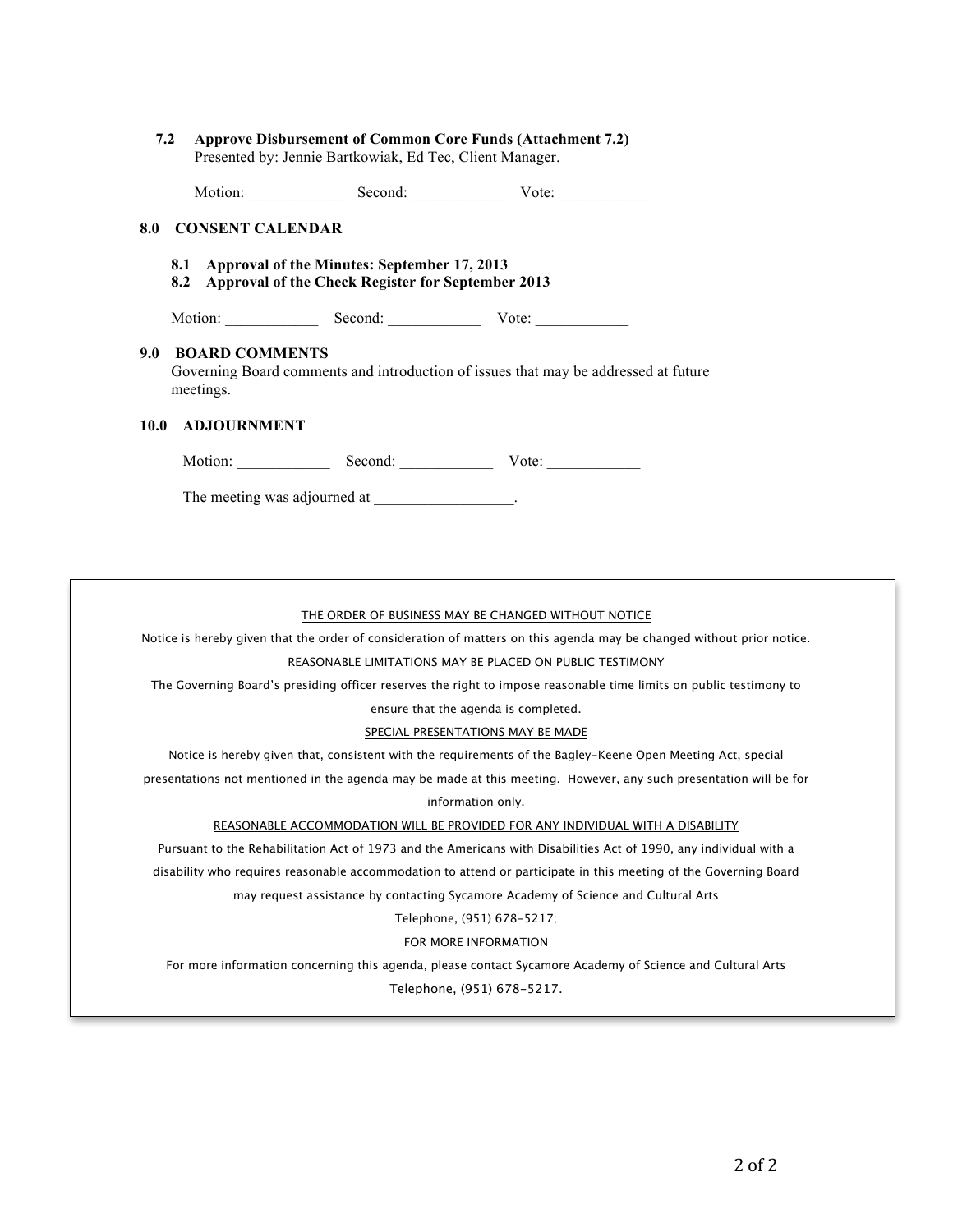**7.2 Approve Disbursement of Common Core Funds (Attachment 7.2)**
Presented by: Jennie Bartkowiak, Ed Tec, Client Manager.

Motion: ____________ Second: ____________ Vote: ____________

## 8.0 CONSENT CALENDAR

**8.1 Approval of the Minutes: September 17, 2013**
**8.2 Approval of the Check Register for September 2013**

Motion: ____________ Second: ____________ Vote: ____________

## 9.0 BOARD COMMENTS

Governing Board comments and introduction of issues that may be addressed at future meetings.

## 10.0 ADJOURNMENT

Motion: ____________ Second: ____________ Vote: ____________

The meeting was adjourned at __________________.

---

THE ORDER OF BUSINESS MAY BE CHANGED WITHOUT NOTICE

Notice is hereby given that the order of consideration of matters on this agenda may be changed without prior notice.

REASONABLE LIMITATIONS MAY BE PLACED ON PUBLIC TESTIMONY

The Governing Board's presiding officer reserves the right to impose reasonable time limits on public testimony to ensure that the agenda is completed.

SPECIAL PRESENTATIONS MAY BE MADE

Notice is hereby given that, consistent with the requirements of the Bagley-Keene Open Meeting Act, special presentations not mentioned in the agenda may be made at this meeting. However, any such presentation will be for information only.

REASONABLE ACCOMMODATION WILL BE PROVIDED FOR ANY INDIVIDUAL WITH A DISABILITY

Pursuant to the Rehabilitation Act of 1973 and the Americans with Disabilities Act of 1990, any individual with a disability who requires reasonable accommodation to attend or participate in this meeting of the Governing Board may request assistance by contacting Sycamore Academy of Science and Cultural Arts
Telephone, (951) 678-5217;

FOR MORE INFORMATION

For more information concerning this agenda, please contact Sycamore Academy of Science and Cultural Arts
Telephone, (951) 678-5217.